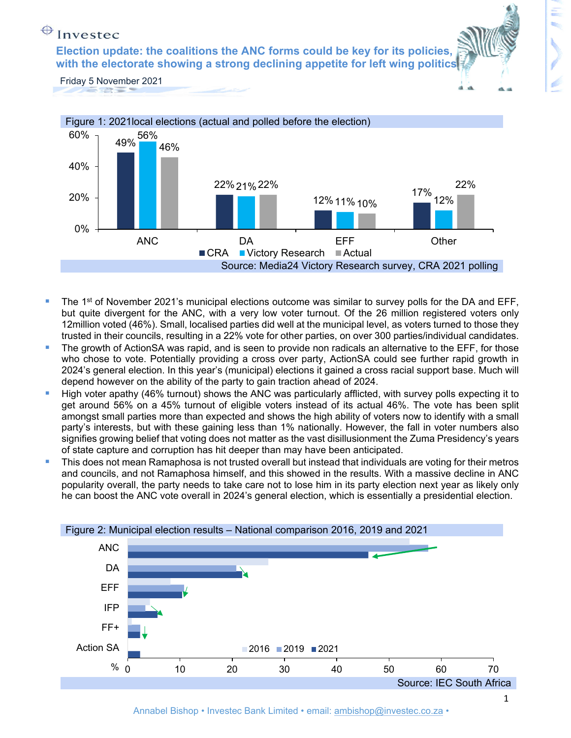Investec

# Election update: the coalitions the ANC forms could be key for its policies, with the electorate showing a strong declining appetite for left wing politics

Friday 5 November 2021

Figure 1: 2021local elections (actual and polled before the election)

| | CRA | Victory Research | Actual |
|---|---|---|---|
| ANC | 49% | 56% | 46% |
| DA | 22% | 21% | 22% |
| EFF | 12% | 11% | 10% |
| Other | 17% | 12% | 22% |

Source: Media24 Victory Research survey, CRA 2021 polling

- The 1st of November 2021's municipal elections outcome was similar to survey polls for the DA and EFF, but quite divergent for the ANC, with a very low voter turnout. Of the 26 million registered voters only 12million voted (46%). Small, localised parties did well at the municipal level, as voters turned to those they trusted in their councils, resulting in a 22% vote for other parties, on over 300 parties/individual candidates.
- The growth of ActionSA was rapid, and is seen to provide non radicals an alternative to the EFF, for those who chose to vote. Potentially providing a cross over party, ActionSA could see further rapid growth in 2024's general election. In this year's (municipal) elections it gained a cross racial support base. Much will depend however on the ability of the party to gain traction ahead of 2024.
- High voter apathy (46% turnout) shows the ANC was particularly afflicted, with survey polls expecting it to get around 56% on a 45% turnout of eligible voters instead of its actual 46%. The vote has been split amongst small parties more than expected and shows the high ability of voters now to identify with a small party's interests, but with these gaining less than 1% nationally. However, the fall in voter numbers also signifies growing belief that voting does not matter as the vast disillusionment the Zuma Presidency's years of state capture and corruption has hit deeper than may have been anticipated.
- This does not mean Ramaphosa is not trusted overall but instead that individuals are voting for their metros and councils, and not Ramaphosa himself, and this showed in the results. With a massive decline in ANC popularity overall, the party needs to take care not to lose him in its party election next year as likely only he can boost the ANC vote overall in 2024's general election, which is essentially a presidential election.

Figure 2: Municipal election results – National comparison 2016, 2019 and 2021

| % | 2016 | 2019 | 2021 |
|---|---|---|---|
| ANC | 54 | 57.5 | 46 |
| DA | 27 | 21 | 22 |
| EFF | 8 | 11 | 10.5 |
| IFP | 4.5 | 3.5 | 6 |
| FF+ | 1 | 2.5 | 2.5 |
| Action SA | | | 2.5 |

Source: IEC South Africa

Annabel Bishop • Investec Bank Limited • email: ambishop@investec.co.za •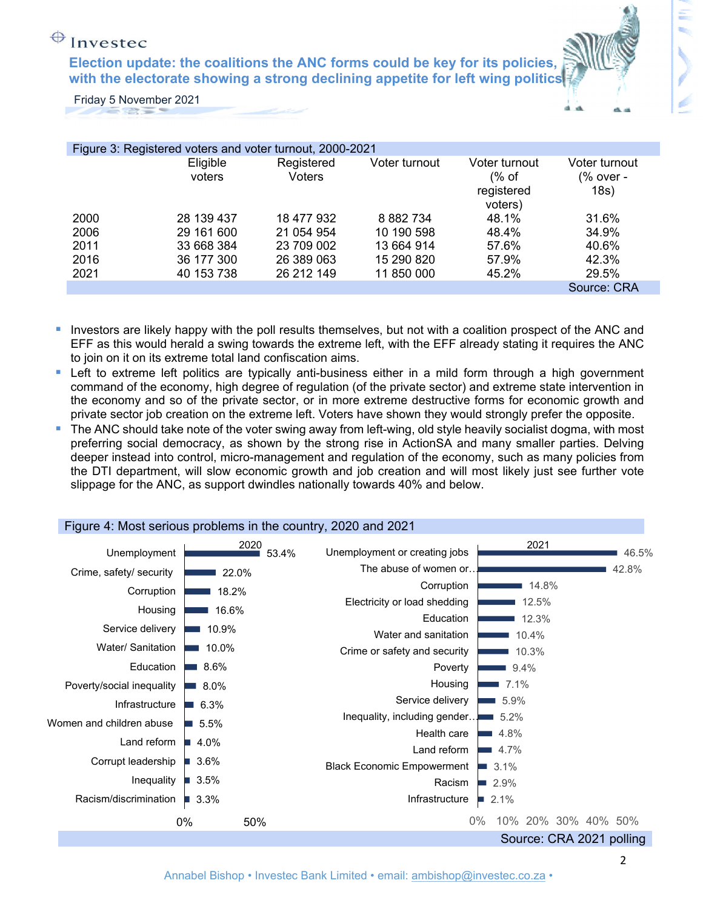Figure 3: Registered voters and voter turnout, 2000-2021

| | Eligible voters | Registered Voters | Voter turnout | Voter turnout (% of registered voters) | Voter turnout (% over - 18s) |
|---|---|---|---|---|---|
| 2000 | 28 139 437 | 18 477 932 | 8 882 734 | 48.1% | 31.6% |
| 2006 | 29 161 600 | 21 054 954 | 10 190 598 | 48.4% | 34.9% |
| 2011 | 33 668 384 | 23 709 002 | 13 664 914 | 57.6% | 40.6% |
| 2016 | 36 177 300 | 26 389 063 | 15 290 820 | 57.9% | 42.3% |
| 2021 | 40 153 738 | 26 212 149 | 11 850 000 | 45.2% | 29.5% |

Source: CRA

- Investors are likely happy with the poll results themselves, but not with a coalition prospect of the ANC and EFF as this would herald a swing towards the extreme left, with the EFF already stating it requires the ANC to join on it on its extreme total land confiscation aims.
- Left to extreme left politics are typically anti-business either in a mild form through a high government command of the economy, high degree of regulation (of the private sector) and extreme state intervention in the economy and so of the private sector, or in more extreme destructive forms for economic growth and private sector job creation on the extreme left. Voters have shown they would strongly prefer the opposite.
- The ANC should take note of the voter swing away from left-wing, old style heavily socialist dogma, with most preferring social democracy, as shown by the strong rise in ActionSA and many smaller parties. Delving deeper instead into control, micro-management and regulation of the economy, such as many policies from the DTI department, will slow economic growth and job creation and will most likely just see further vote slippage for the ANC, as support dwindles nationally towards 40% and below.

Figure 4: Most serious problems in the country, 2020 and 2021

| 2020 | % |
|---|---|
| Unemployment | 53.4% |
| Crime, safety/ security | 22.0% |
| Corruption | 18.2% |
| Housing | 16.6% |
| Service delivery | 10.9% |
| Water/ Sanitation | 10.0% |
| Education | 8.6% |
| Poverty/social inequality | 8.0% |
| Infrastructure | 6.3% |
| Women and children abuse | 5.5% |
| Land reform | 4.0% |
| Corrupt leadership | 3.6% |
| Inequality | 3.5% |
| Racism/discrimination | 3.3% |

| 2021 | % |
|---|---|
| Unemployment or creating jobs | 46.5% |
| The abuse of women or… | 42.8% |
| Corruption | 14.8% |
| Electricity or load shedding | 12.5% |
| Education | 12.3% |
| Water and sanitation | 10.4% |
| Crime or safety and security | 10.3% |
| Poverty | 9.4% |
| Housing | 7.1% |
| Service delivery | 5.9% |
| Inequality, including gender… | 5.2% |
| Health care | 4.8% |
| Land reform | 4.7% |
| Black Economic Empowerment | 3.1% |
| Racism | 2.9% |
| Infrastructure | 2.1% |

Source: CRA 2021 polling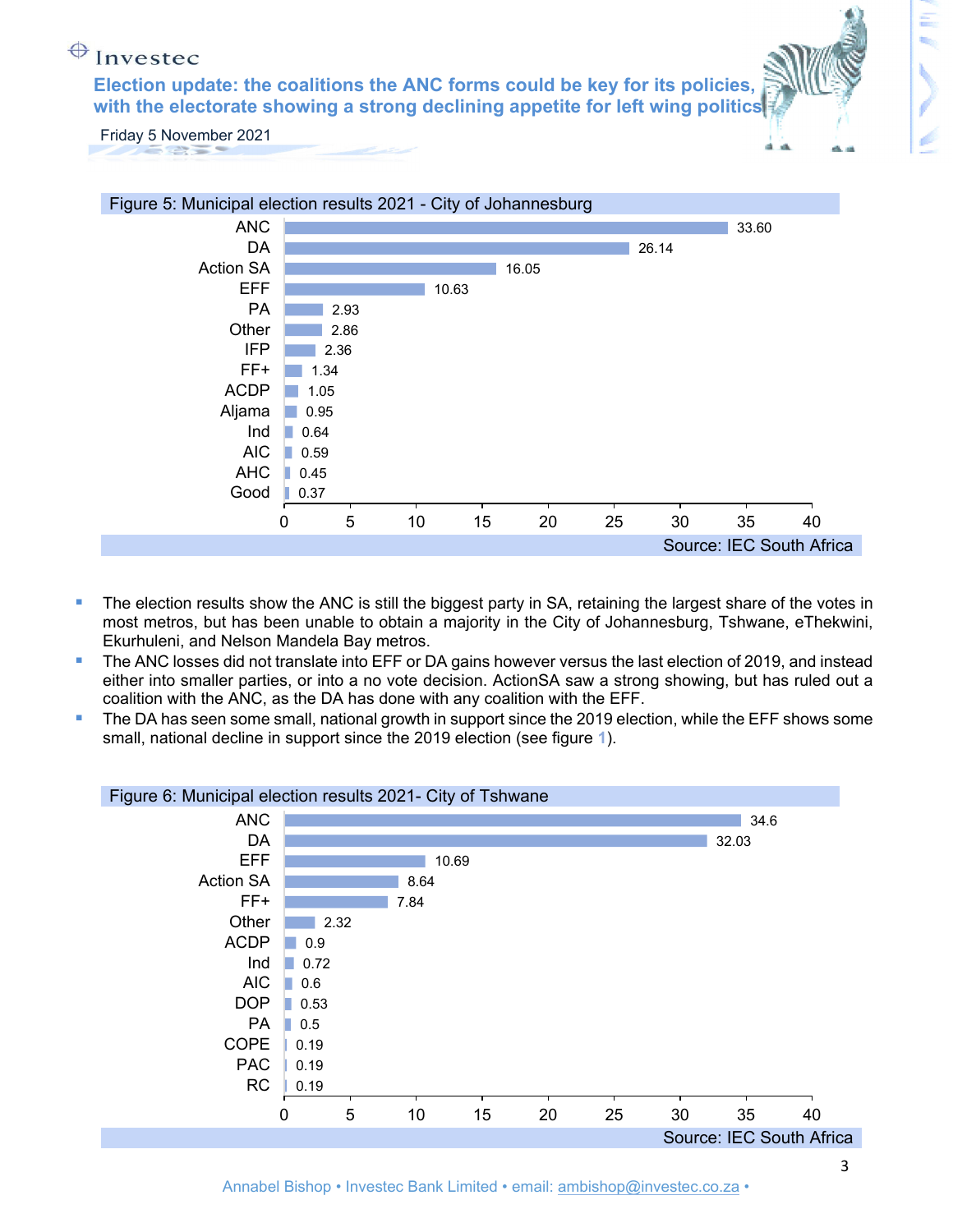Figure 5: Municipal election results 2021 - City of Johannesburg

| Party | % |
| --- | --- |
| ANC | 33.60 |
| DA | 26.14 |
| Action SA | 16.05 |
| EFF | 10.63 |
| PA | 2.93 |
| Other | 2.86 |
| IFP | 2.36 |
| FF+ | 1.34 |
| ACDP | 1.05 |
| Aljama | 0.95 |
| Ind | 0.64 |
| AIC | 0.59 |
| AHC | 0.45 |
| Good | 0.37 |

Source: IEC South Africa

- The election results show the ANC is still the biggest party in SA, retaining the largest share of the votes in most metros, but has been unable to obtain a majority in the City of Johannesburg, Tshwane, eThekwini, Ekurhuleni, and Nelson Mandela Bay metros.
- The ANC losses did not translate into EFF or DA gains however versus the last election of 2019, and instead either into smaller parties, or into a no vote decision. ActionSA saw a strong showing, but has ruled out a coalition with the ANC, as the DA has done with any coalition with the EFF.
- The DA has seen some small, national growth in support since the 2019 election, while the EFF shows some small, national decline in support since the 2019 election (see figure 1).

Figure 6: Municipal election results 2021- City of Tshwane

| Party | % |
| --- | --- |
| ANC | 34.6 |
| DA | 32.03 |
| EFF | 10.69 |
| Action SA | 8.64 |
| FF+ | 7.84 |
| Other | 2.32 |
| ACDP | 0.9 |
| Ind | 0.72 |
| AIC | 0.6 |
| DOP | 0.53 |
| PA | 0.5 |
| COPE | 0.19 |
| PAC | 0.19 |
| RC | 0.19 |

Source: IEC South Africa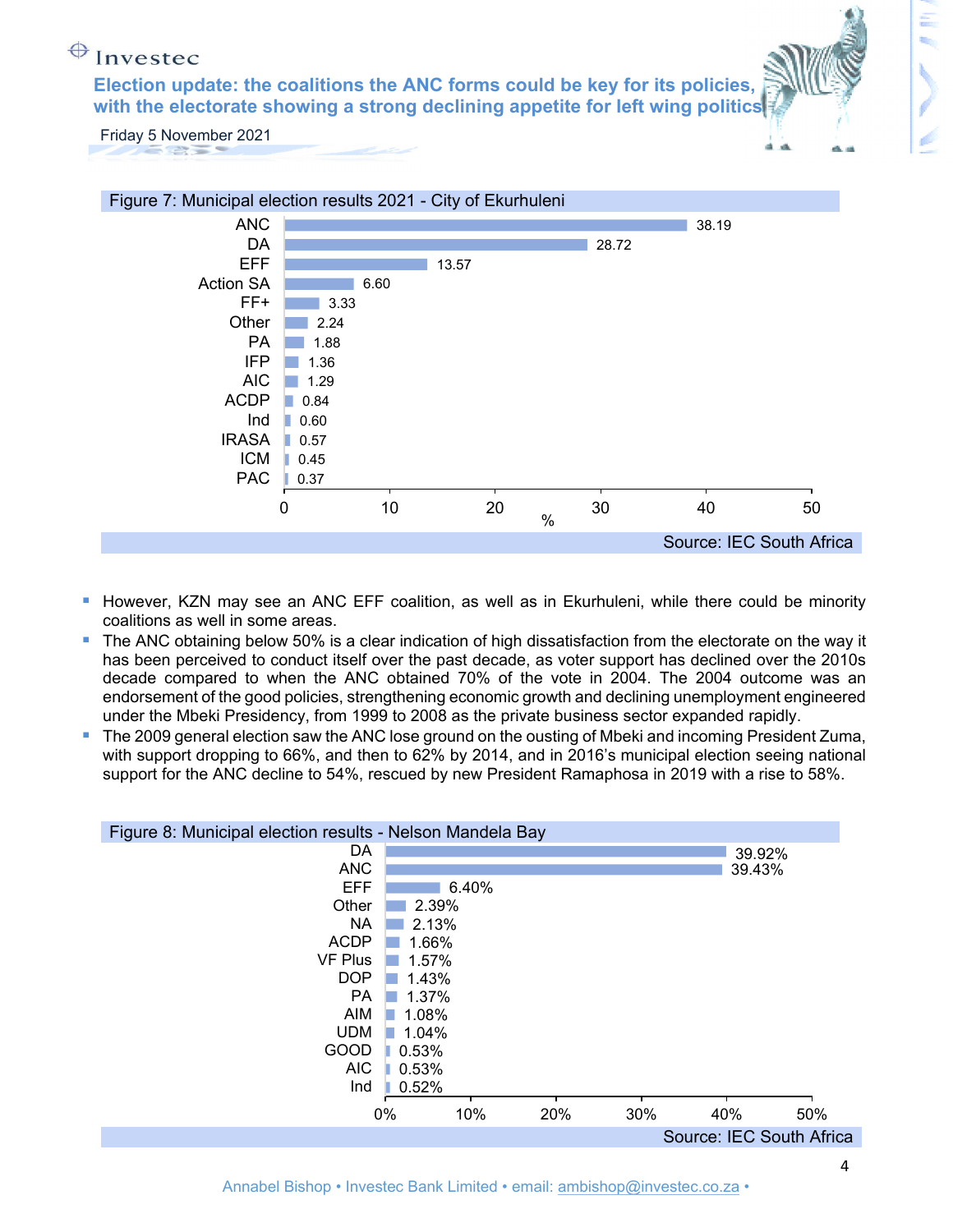Figure 7: Municipal election results 2021 - City of Ekurhuleni

| Party | % |
|---|---|
| ANC | 38.19 |
| DA | 28.72 |
| EFF | 13.57 |
| Action SA | 6.60 |
| FF+ | 3.33 |
| Other | 2.24 |
| PA | 1.88 |
| IFP | 1.36 |
| AIC | 1.29 |
| ACDP | 0.84 |
| Ind | 0.60 |
| IRASA | 0.57 |
| ICM | 0.45 |
| PAC | 0.37 |

Source: IEC South Africa

- However, KZN may see an ANC EFF coalition, as well as in Ekurhuleni, while there could be minority coalitions as well in some areas.
- The ANC obtaining below 50% is a clear indication of high dissatisfaction from the electorate on the way it has been perceived to conduct itself over the past decade, as voter support has declined over the 2010s decade compared to when the ANC obtained 70% of the vote in 2004. The 2004 outcome was an endorsement of the good policies, strengthening economic growth and declining unemployment engineered under the Mbeki Presidency, from 1999 to 2008 as the private business sector expanded rapidly.
- The 2009 general election saw the ANC lose ground on the ousting of Mbeki and incoming President Zuma, with support dropping to 66%, and then to 62% by 2014, and in 2016's municipal election seeing national support for the ANC decline to 54%, rescued by new President Ramaphosa in 2019 with a rise to 58%.

Figure 8: Municipal election results - Nelson Mandela Bay

| Party | % |
|---|---|
| DA | 39.92% |
| ANC | 39.43% |
| EFF | 6.40% |
| Other | 2.39% |
| NA | 2.13% |
| ACDP | 1.66% |
| VF Plus | 1.57% |
| DOP | 1.43% |
| PA | 1.37% |
| AIM | 1.08% |
| UDM | 1.04% |
| GOOD | 0.53% |
| AIC | 0.53% |
| Ind | 0.52% |

Source: IEC South Africa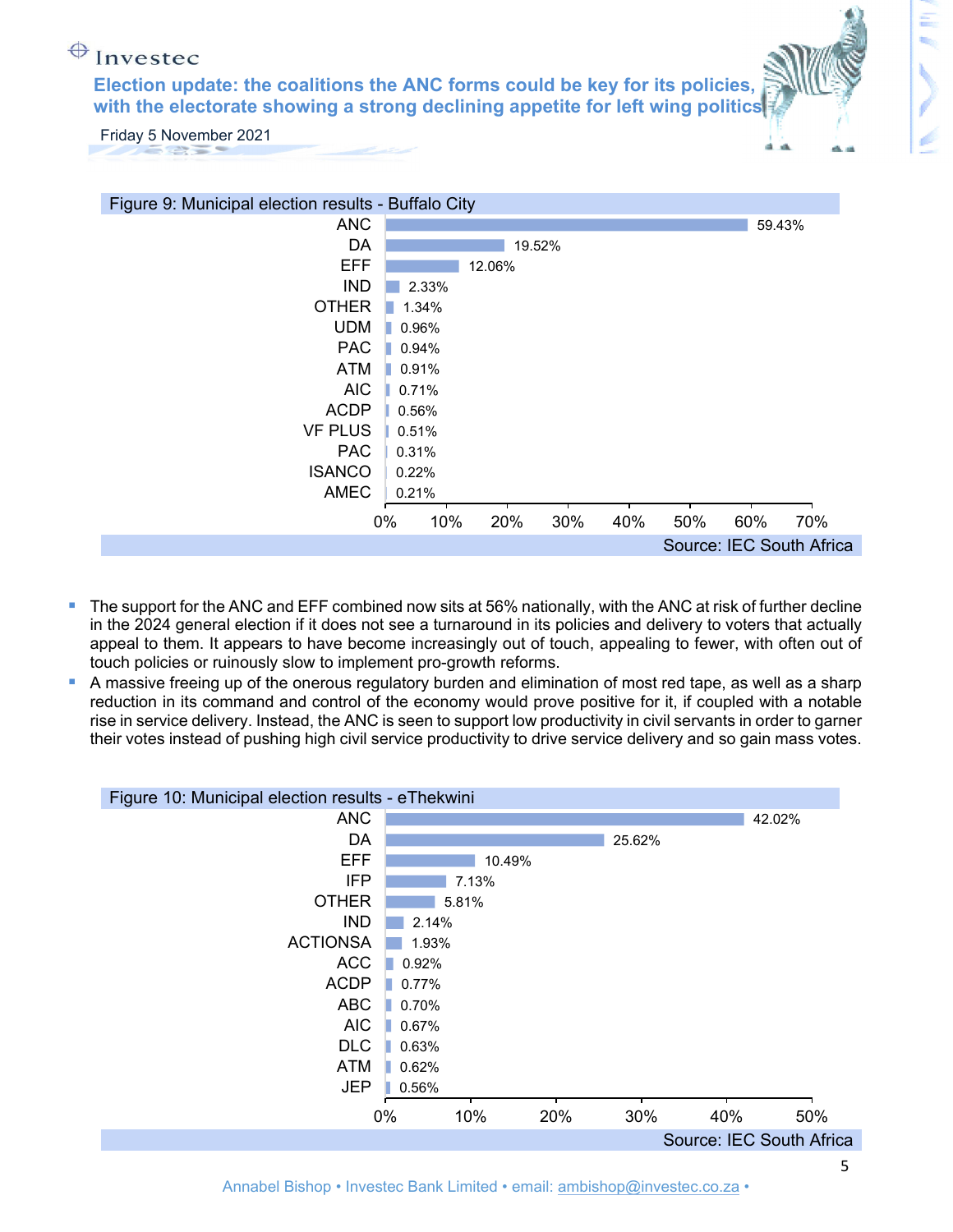Figure 9: Municipal election results - Buffalo City

| Party | Result |
|---|---|
| ANC | 59.43% |
| DA | 19.52% |
| EFF | 12.06% |
| IND | 2.33% |
| OTHER | 1.34% |
| UDM | 0.96% |
| PAC | 0.94% |
| ATM | 0.91% |
| AIC | 0.71% |
| ACDP | 0.56% |
| VF PLUS | 0.51% |
| PAC | 0.31% |
| ISANCO | 0.22% |
| AMEC | 0.21% |

Source: IEC South Africa

- The support for the ANC and EFF combined now sits at 56% nationally, with the ANC at risk of further decline in the 2024 general election if it does not see a turnaround in its policies and delivery to voters that actually appeal to them. It appears to have become increasingly out of touch, appealing to fewer, with often out of touch policies or ruinously slow to implement pro-growth reforms.
- A massive freeing up of the onerous regulatory burden and elimination of most red tape, as well as a sharp reduction in its command and control of the economy would prove positive for it, if coupled with a notable rise in service delivery. Instead, the ANC is seen to support low productivity in civil servants in order to garner their votes instead of pushing high civil service productivity to drive service delivery and so gain mass votes.

Figure 10: Municipal election results - eThekwini

| Party | Result |
|---|---|
| ANC | 42.02% |
| DA | 25.62% |
| EFF | 10.49% |
| IFP | 7.13% |
| OTHER | 5.81% |
| IND | 2.14% |
| ACTIONSA | 1.93% |
| ACC | 0.92% |
| ACDP | 0.77% |
| ABC | 0.70% |
| AIC | 0.67% |
| DLC | 0.63% |
| ATM | 0.62% |
| JEP | 0.56% |

Source: IEC South Africa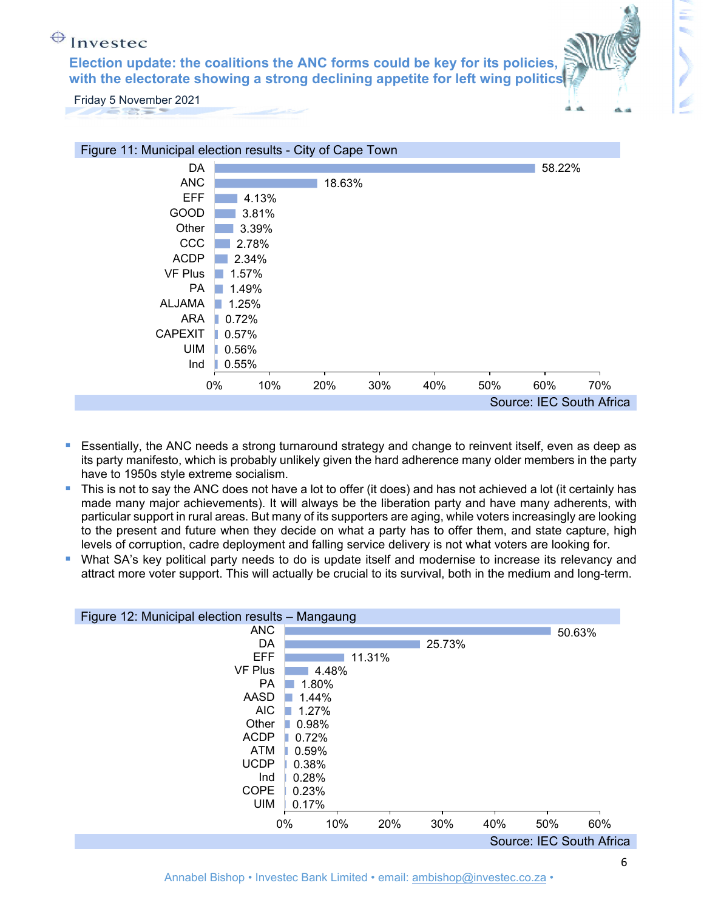Figure 11: Municipal election results - City of Cape Town

| Party | Share |
|---|---|
| DA | 58.22% |
| ANC | 18.63% |
| EFF | 4.13% |
| GOOD | 3.81% |
| Other | 3.39% |
| CCC | 2.78% |
| ACDP | 2.34% |
| VF Plus | 1.57% |
| PA | 1.49% |
| ALJAMA | 1.25% |
| ARA | 0.72% |
| CAPEXIT | 0.57% |
| UIM | 0.56% |
| Ind | 0.55% |

Source: IEC South Africa

- Essentially, the ANC needs a strong turnaround strategy and change to reinvent itself, even as deep as its party manifesto, which is probably unlikely given the hard adherence many older members in the party have to 1950s style extreme socialism.
- This is not to say the ANC does not have a lot to offer (it does) and has not achieved a lot (it certainly has made many major achievements). It will always be the liberation party and have many adherents, with particular support in rural areas. But many of its supporters are aging, while voters increasingly are looking to the present and future when they decide on what a party has to offer them, and state capture, high levels of corruption, cadre deployment and falling service delivery is not what voters are looking for.
- What SA's key political party needs to do is update itself and modernise to increase its relevancy and attract more voter support. This will actually be crucial to its survival, both in the medium and long-term.

Figure 12: Municipal election results – Mangaung

| Party | Share |
|---|---|
| ANC | 50.63% |
| DA | 25.73% |
| EFF | 11.31% |
| VF Plus | 4.48% |
| PA | 1.80% |
| AASD | 1.44% |
| AIC | 1.27% |
| Other | 0.98% |
| ACDP | 0.72% |
| ATM | 0.59% |
| UCDP | 0.38% |
| Ind | 0.28% |
| COPE | 0.23% |
| UIM | 0.17% |

Source: IEC South Africa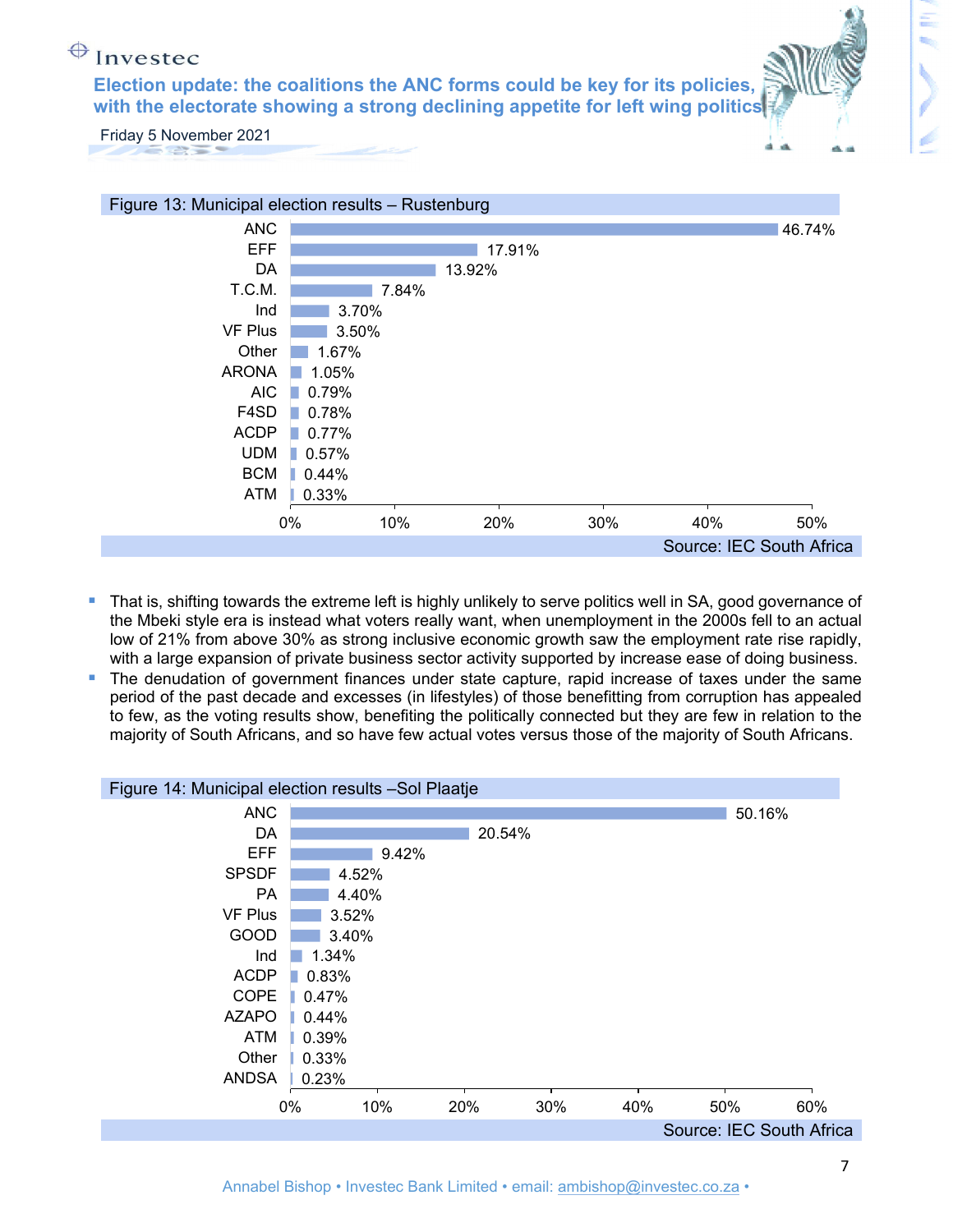Figure 13: Municipal election results – Rustenburg

| Party | Result |
|---|---|
| ANC | 46.74% |
| EFF | 17.91% |
| DA | 13.92% |
| T.C.M. | 7.84% |
| Ind | 3.70% |
| VF Plus | 3.50% |
| Other | 1.67% |
| ARONA | 1.05% |
| AIC | 0.79% |
| F4SD | 0.78% |
| ACDP | 0.77% |
| UDM | 0.57% |
| BCM | 0.44% |
| ATM | 0.33% |

Source: IEC South Africa

- That is, shifting towards the extreme left is highly unlikely to serve politics well in SA, good governance of the Mbeki style era is instead what voters really want, when unemployment in the 2000s fell to an actual low of 21% from above 30% as strong inclusive economic growth saw the employment rate rise rapidly, with a large expansion of private business sector activity supported by increase ease of doing business.
- The denudation of government finances under state capture, rapid increase of taxes under the same period of the past decade and excesses (in lifestyles) of those benefitting from corruption has appealed to few, as the voting results show, benefiting the politically connected but they are few in relation to the majority of South Africans, and so have few actual votes versus those of the majority of South Africans.

Figure 14: Municipal election results –Sol Plaatje

| Party | Result |
|---|---|
| ANC | 50.16% |
| DA | 20.54% |
| EFF | 9.42% |
| SPSDF | 4.52% |
| PA | 4.40% |
| VF Plus | 3.52% |
| GOOD | 3.40% |
| Ind | 1.34% |
| ACDP | 0.83% |
| COPE | 0.47% |
| AZAPO | 0.44% |
| ATM | 0.39% |
| Other | 0.33% |
| ANDSA | 0.23% |

Source: IEC South Africa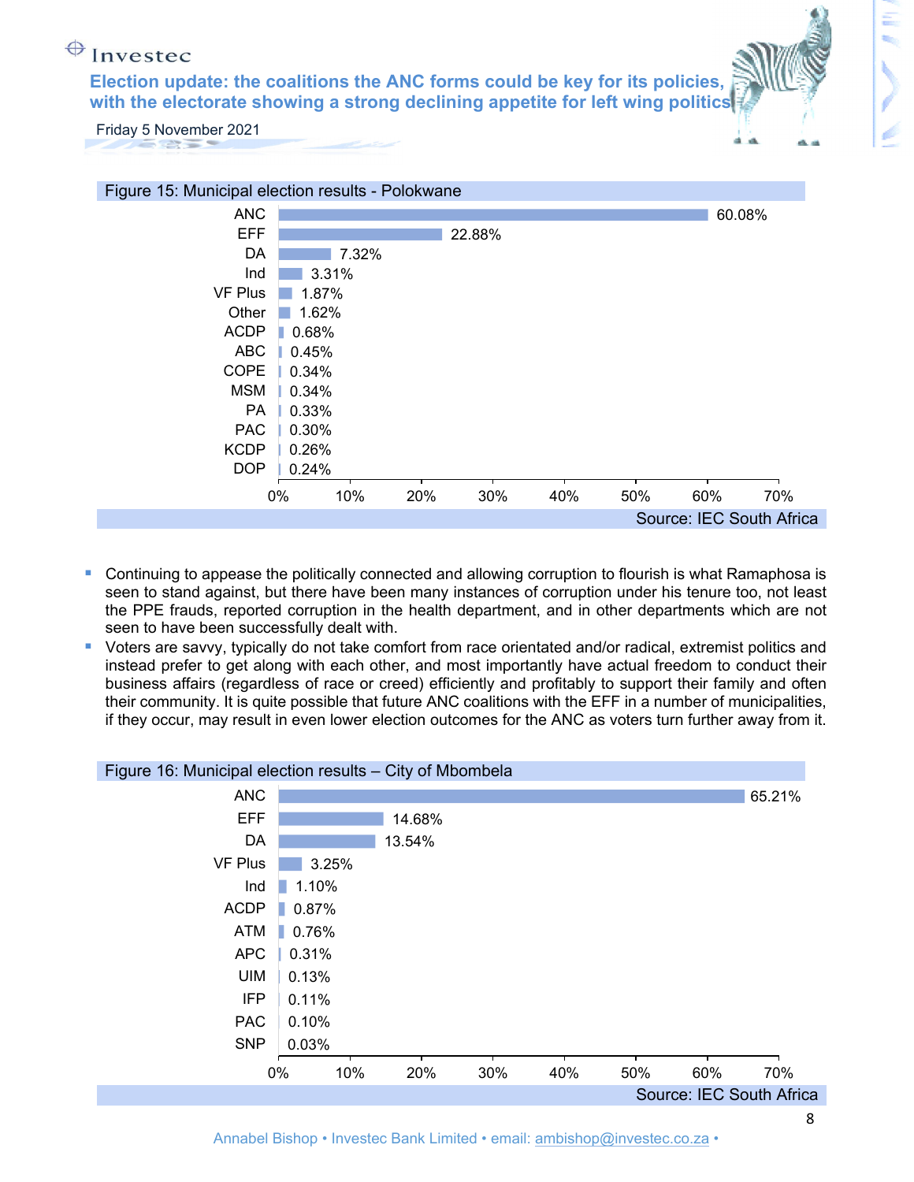Figure 15: Municipal election results - Polokwane

| Party | Result |
|---|---|
| ANC | 60.08% |
| EFF | 22.88% |
| DA | 7.32% |
| Ind | 3.31% |
| VF Plus | 1.87% |
| Other | 1.62% |
| ACDP | 0.68% |
| ABC | 0.45% |
| COPE | 0.34% |
| MSM | 0.34% |
| PA | 0.33% |
| PAC | 0.30% |
| KCDP | 0.26% |
| DOP | 0.24% |

Source: IEC South Africa

- Continuing to appease the politically connected and allowing corruption to flourish is what Ramaphosa is seen to stand against, but there have been many instances of corruption under his tenure too, not least the PPE frauds, reported corruption in the health department, and in other departments which are not seen to have been successfully dealt with.
- Voters are savvy, typically do not take comfort from race orientated and/or radical, extremist politics and instead prefer to get along with each other, and most importantly have actual freedom to conduct their business affairs (regardless of race or creed) efficiently and profitably to support their family and often their community. It is quite possible that future ANC coalitions with the EFF in a number of municipalities, if they occur, may result in even lower election outcomes for the ANC as voters turn further away from it.

Figure 16: Municipal election results – City of Mbombela

| Party | Result |
|---|---|
| ANC | 65.21% |
| EFF | 14.68% |
| DA | 13.54% |
| VF Plus | 3.25% |
| Ind | 1.10% |
| ACDP | 0.87% |
| ATM | 0.76% |
| APC | 0.31% |
| UIM | 0.13% |
| IFP | 0.11% |
| PAC | 0.10% |
| SNP | 0.03% |

Source: IEC South Africa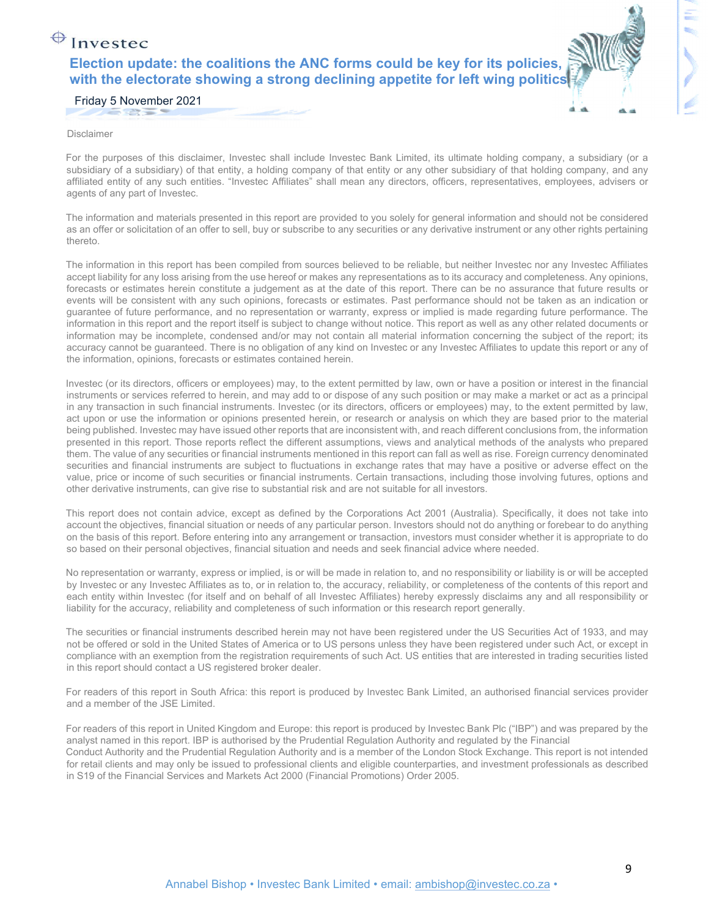Disclaimer

For the purposes of this disclaimer, Investec shall include Investec Bank Limited, its ultimate holding company, a subsidiary (or a subsidiary of a subsidiary) of that entity, a holding company of that entity or any other subsidiary of that holding company, and any affiliated entity of any such entities. "Investec Affiliates" shall mean any directors, officers, representatives, employees, advisers or agents of any part of Investec.

The information and materials presented in this report are provided to you solely for general information and should not be considered as an offer or solicitation of an offer to sell, buy or subscribe to any securities or any derivative instrument or any other rights pertaining thereto.

The information in this report has been compiled from sources believed to be reliable, but neither Investec nor any Investec Affiliates accept liability for any loss arising from the use hereof or makes any representations as to its accuracy and completeness. Any opinions, forecasts or estimates herein constitute a judgement as at the date of this report. There can be no assurance that future results or events will be consistent with any such opinions, forecasts or estimates. Past performance should not be taken as an indication or guarantee of future performance, and no representation or warranty, express or implied is made regarding future performance. The information in this report and the report itself is subject to change without notice. This report as well as any other related documents or information may be incomplete, condensed and/or may not contain all material information concerning the subject of the report; its accuracy cannot be guaranteed. There is no obligation of any kind on Investec or any Investec Affiliates to update this report or any of the information, opinions, forecasts or estimates contained herein.

Investec (or its directors, officers or employees) may, to the extent permitted by law, own or have a position or interest in the financial instruments or services referred to herein, and may add to or dispose of any such position or may make a market or act as a principal in any transaction in such financial instruments. Investec (or its directors, officers or employees) may, to the extent permitted by law, act upon or use the information or opinions presented herein, or research or analysis on which they are based prior to the material being published. Investec may have issued other reports that are inconsistent with, and reach different conclusions from, the information presented in this report. Those reports reflect the different assumptions, views and analytical methods of the analysts who prepared them. The value of any securities or financial instruments mentioned in this report can fall as well as rise. Foreign currency denominated securities and financial instruments are subject to fluctuations in exchange rates that may have a positive or adverse effect on the value, price or income of such securities or financial instruments. Certain transactions, including those involving futures, options and other derivative instruments, can give rise to substantial risk and are not suitable for all investors.

This report does not contain advice, except as defined by the Corporations Act 2001 (Australia). Specifically, it does not take into account the objectives, financial situation or needs of any particular person. Investors should not do anything or forebear to do anything on the basis of this report. Before entering into any arrangement or transaction, investors must consider whether it is appropriate to do so based on their personal objectives, financial situation and needs and seek financial advice where needed.

No representation or warranty, express or implied, is or will be made in relation to, and no responsibility or liability is or will be accepted by Investec or any Investec Affiliates as to, or in relation to, the accuracy, reliability, or completeness of the contents of this report and each entity within Investec (for itself and on behalf of all Investec Affiliates) hereby expressly disclaims any and all responsibility or liability for the accuracy, reliability and completeness of such information or this research report generally.

The securities or financial instruments described herein may not have been registered under the US Securities Act of 1933, and may not be offered or sold in the United States of America or to US persons unless they have been registered under such Act, or except in compliance with an exemption from the registration requirements of such Act. US entities that are interested in trading securities listed in this report should contact a US registered broker dealer.

For readers of this report in South Africa: this report is produced by Investec Bank Limited, an authorised financial services provider and a member of the JSE Limited.

For readers of this report in United Kingdom and Europe: this report is produced by Investec Bank Plc ("IBP") and was prepared by the analyst named in this report. IBP is authorised by the Prudential Regulation Authority and regulated by the Financial Conduct Authority and the Prudential Regulation Authority and is a member of the London Stock Exchange. This report is not intended for retail clients and may only be issued to professional clients and eligible counterparties, and investment professionals as described in S19 of the Financial Services and Markets Act 2000 (Financial Promotions) Order 2005.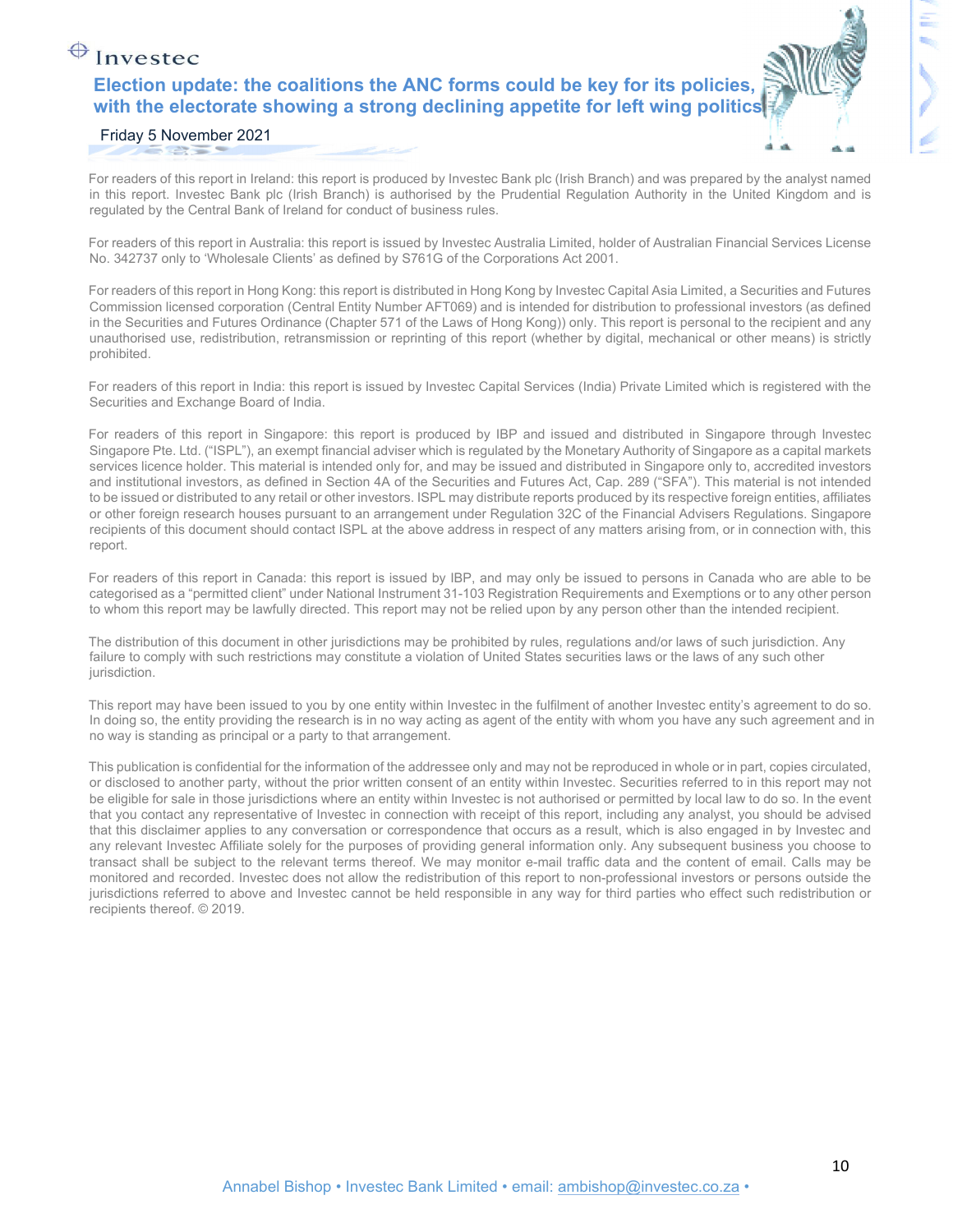For readers of this report in Ireland: this report is produced by Investec Bank plc (Irish Branch) and was prepared by the analyst named in this report. Investec Bank plc (Irish Branch) is authorised by the Prudential Regulation Authority in the United Kingdom and is regulated by the Central Bank of Ireland for conduct of business rules.

For readers of this report in Australia: this report is issued by Investec Australia Limited, holder of Australian Financial Services License No. 342737 only to 'Wholesale Clients' as defined by S761G of the Corporations Act 2001.

For readers of this report in Hong Kong: this report is distributed in Hong Kong by Investec Capital Asia Limited, a Securities and Futures Commission licensed corporation (Central Entity Number AFT069) and is intended for distribution to professional investors (as defined in the Securities and Futures Ordinance (Chapter 571 of the Laws of Hong Kong)) only. This report is personal to the recipient and any unauthorised use, redistribution, retransmission or reprinting of this report (whether by digital, mechanical or other means) is strictly prohibited.

For readers of this report in India: this report is issued by Investec Capital Services (India) Private Limited which is registered with the Securities and Exchange Board of India.

For readers of this report in Singapore: this report is produced by IBP and issued and distributed in Singapore through Investec Singapore Pte. Ltd. ("ISPL"), an exempt financial adviser which is regulated by the Monetary Authority of Singapore as a capital markets services licence holder. This material is intended only for, and may be issued and distributed in Singapore only to, accredited investors and institutional investors, as defined in Section 4A of the Securities and Futures Act, Cap. 289 ("SFA"). This material is not intended to be issued or distributed to any retail or other investors. ISPL may distribute reports produced by its respective foreign entities, affiliates or other foreign research houses pursuant to an arrangement under Regulation 32C of the Financial Advisers Regulations. Singapore recipients of this document should contact ISPL at the above address in respect of any matters arising from, or in connection with, this report.

For readers of this report in Canada: this report is issued by IBP, and may only be issued to persons in Canada who are able to be categorised as a "permitted client" under National Instrument 31-103 Registration Requirements and Exemptions or to any other person to whom this report may be lawfully directed. This report may not be relied upon by any person other than the intended recipient.

The distribution of this document in other jurisdictions may be prohibited by rules, regulations and/or laws of such jurisdiction. Any failure to comply with such restrictions may constitute a violation of United States securities laws or the laws of any such other jurisdiction.

This report may have been issued to you by one entity within Investec in the fulfilment of another Investec entity's agreement to do so. In doing so, the entity providing the research is in no way acting as agent of the entity with whom you have any such agreement and in no way is standing as principal or a party to that arrangement.

This publication is confidential for the information of the addressee only and may not be reproduced in whole or in part, copies circulated, or disclosed to another party, without the prior written consent of an entity within Investec. Securities referred to in this report may not be eligible for sale in those jurisdictions where an entity within Investec is not authorised or permitted by local law to do so. In the event that you contact any representative of Investec in connection with receipt of this report, including any analyst, you should be advised that this disclaimer applies to any conversation or correspondence that occurs as a result, which is also engaged in by Investec and any relevant Investec Affiliate solely for the purposes of providing general information only. Any subsequent business you choose to transact shall be subject to the relevant terms thereof. We may monitor e-mail traffic data and the content of email. Calls may be monitored and recorded. Investec does not allow the redistribution of this report to non-professional investors or persons outside the jurisdictions referred to above and Investec cannot be held responsible in any way for third parties who effect such redistribution or recipients thereof. © 2019.